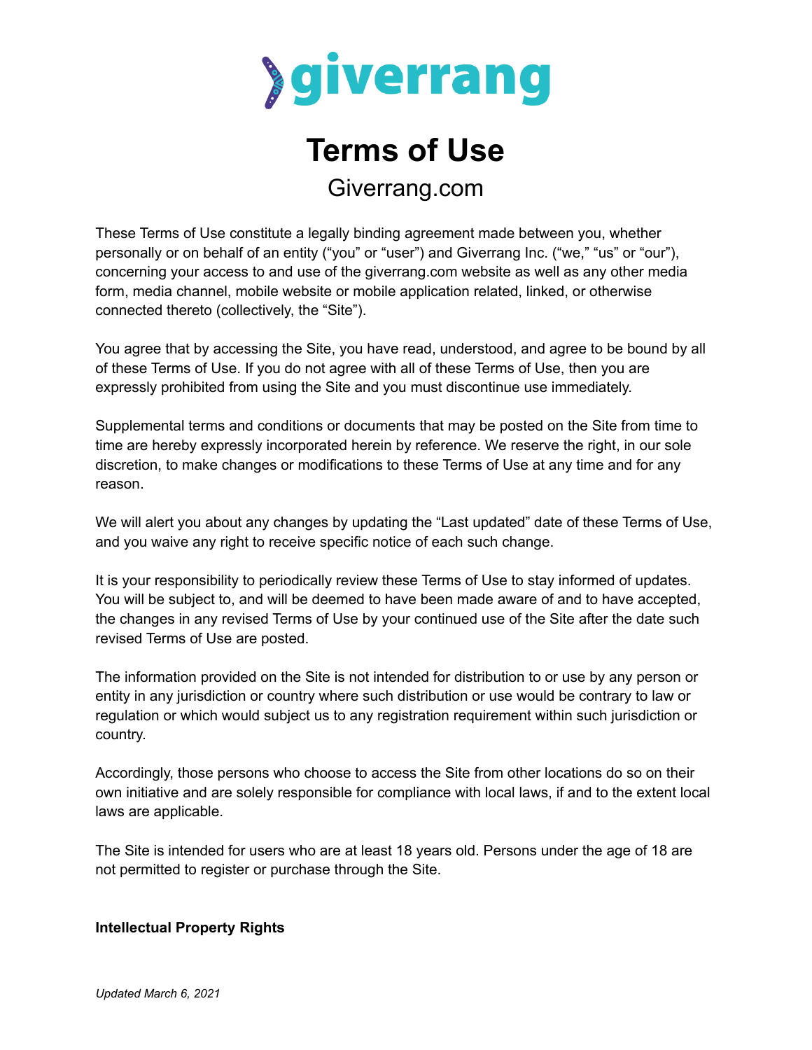giverrang

# Terms of Use

Giverrang.com

These Terms of Use constitute a legally binding agreement made between you, whether personally or on behalf of an entity (“you” or “user”) and Giverrang Inc. (“we,” “us” or “our”), concerning your access to and use of the giverrang.com website as well as any other media form, media channel, mobile website or mobile application related, linked, or otherwise connected thereto (collectively, the “Site”).

You agree that by accessing the Site, you have read, understood, and agree to be bound by all of these Terms of Use. If you do not agree with all of these Terms of Use, then you are expressly prohibited from using the Site and you must discontinue use immediately.

Supplemental terms and conditions or documents that may be posted on the Site from time to time are hereby expressly incorporated herein by reference. We reserve the right, in our sole discretion, to make changes or modifications to these Terms of Use at any time and for any reason.

We will alert you about any changes by updating the “Last updated” date of these Terms of Use, and you waive any right to receive specific notice of each such change.

It is your responsibility to periodically review these Terms of Use to stay informed of updates. You will be subject to, and will be deemed to have been made aware of and to have accepted, the changes in any revised Terms of Use by your continued use of the Site after the date such revised Terms of Use are posted.

The information provided on the Site is not intended for distribution to or use by any person or entity in any jurisdiction or country where such distribution or use would be contrary to law or regulation or which would subject us to any registration requirement within such jurisdiction or country.

Accordingly, those persons who choose to access the Site from other locations do so on their own initiative and are solely responsible for compliance with local laws, if and to the extent local laws are applicable.

The Site is intended for users who are at least 18 years old. Persons under the age of 18 are not permitted to register or purchase through the Site.

**Intellectual Property Rights**

*Updated March 6, 2021*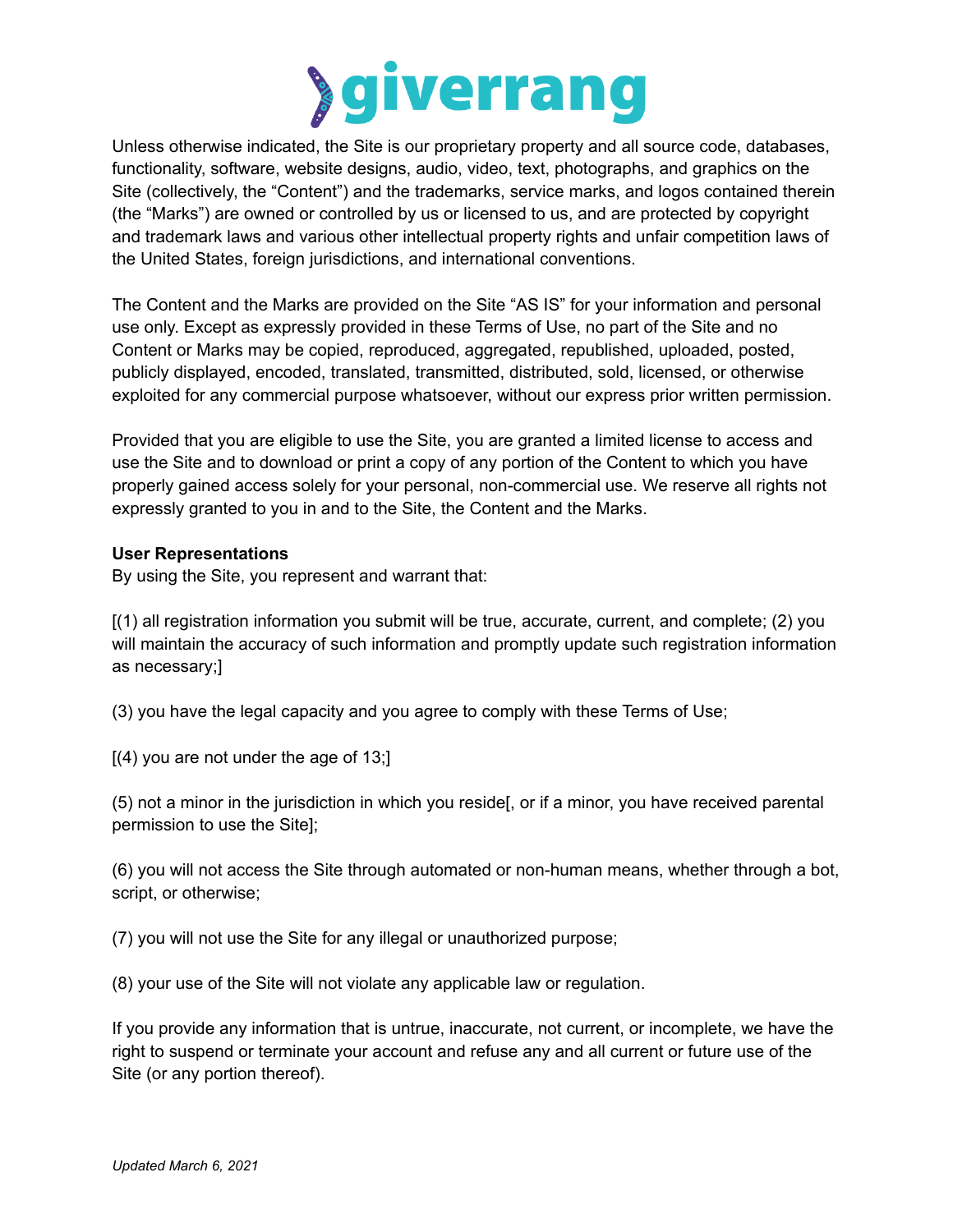Unless otherwise indicated, the Site is our proprietary property and all source code, databases, functionality, software, website designs, audio, video, text, photographs, and graphics on the Site (collectively, the “Content”) and the trademarks, service marks, and logos contained therein (the “Marks”) are owned or controlled by us or licensed to us, and are protected by copyright and trademark laws and various other intellectual property rights and unfair competition laws of the United States, foreign jurisdictions, and international conventions.

The Content and the Marks are provided on the Site “AS IS” for your information and personal use only. Except as expressly provided in these Terms of Use, no part of the Site and no Content or Marks may be copied, reproduced, aggregated, republished, uploaded, posted, publicly displayed, encoded, translated, transmitted, distributed, sold, licensed, or otherwise exploited for any commercial purpose whatsoever, without our express prior written permission.

Provided that you are eligible to use the Site, you are granted a limited license to access and use the Site and to download or print a copy of any portion of the Content to which you have properly gained access solely for your personal, non-commercial use. We reserve all rights not expressly granted to you in and to the Site, the Content and the Marks.

**User Representations**
By using the Site, you represent and warrant that:

[(1) all registration information you submit will be true, accurate, current, and complete; (2) you will maintain the accuracy of such information and promptly update such registration information as necessary;]

(3) you have the legal capacity and you agree to comply with these Terms of Use;

[(4) you are not under the age of 13;]

(5) not a minor in the jurisdiction in which you reside[, or if a minor, you have received parental permission to use the Site];

(6) you will not access the Site through automated or non-human means, whether through a bot, script, or otherwise;

(7) you will not use the Site for any illegal or unauthorized purpose;

(8) your use of the Site will not violate any applicable law or regulation.

If you provide any information that is untrue, inaccurate, not current, or incomplete, we have the right to suspend or terminate your account and refuse any and all current or future use of the Site (or any portion thereof).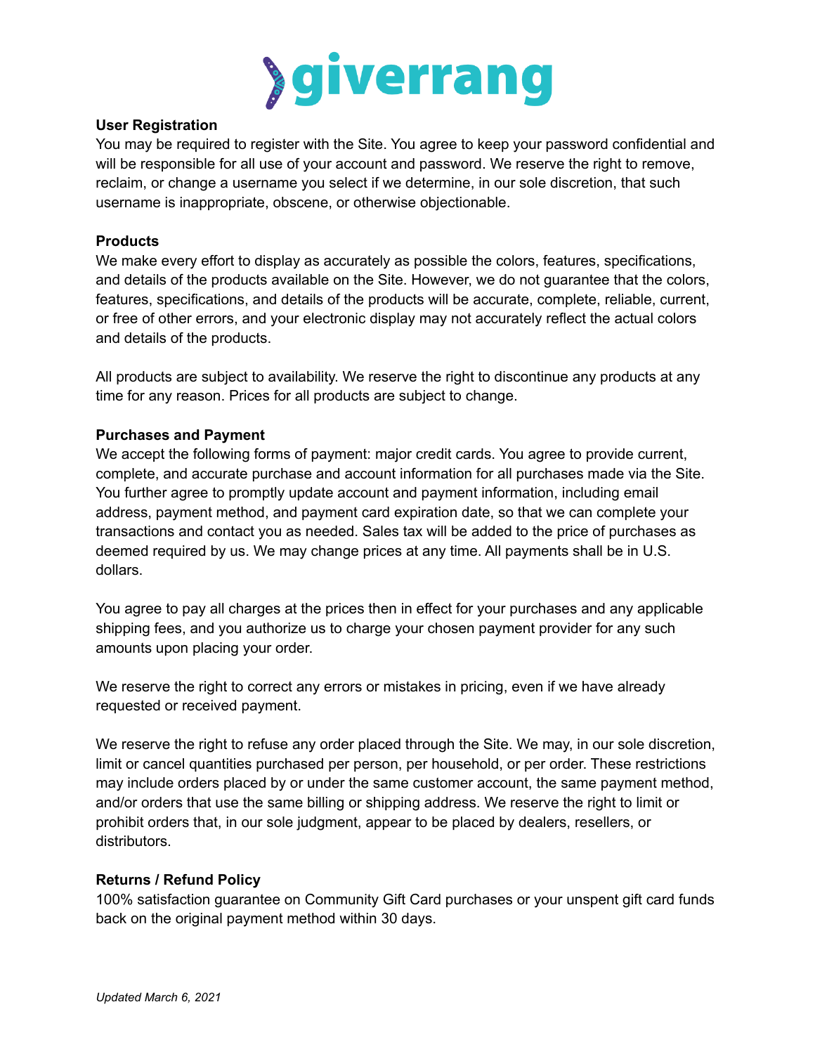**User Registration**
You may be required to register with the Site. You agree to keep your password confidential and will be responsible for all use of your account and password. We reserve the right to remove, reclaim, or change a username you select if we determine, in our sole discretion, that such username is inappropriate, obscene, or otherwise objectionable.

**Products**
We make every effort to display as accurately as possible the colors, features, specifications, and details of the products available on the Site. However, we do not guarantee that the colors, features, specifications, and details of the products will be accurate, complete, reliable, current, or free of other errors, and your electronic display may not accurately reflect the actual colors and details of the products.

All products are subject to availability. We reserve the right to discontinue any products at any time for any reason. Prices for all products are subject to change.

**Purchases and Payment**
We accept the following forms of payment: major credit cards. You agree to provide current, complete, and accurate purchase and account information for all purchases made via the Site. You further agree to promptly update account and payment information, including email address, payment method, and payment card expiration date, so that we can complete your transactions and contact you as needed. Sales tax will be added to the price of purchases as deemed required by us. We may change prices at any time. All payments shall be in U.S. dollars.

You agree to pay all charges at the prices then in effect for your purchases and any applicable shipping fees, and you authorize us to charge your chosen payment provider for any such amounts upon placing your order.

We reserve the right to correct any errors or mistakes in pricing, even if we have already requested or received payment.

We reserve the right to refuse any order placed through the Site. We may, in our sole discretion, limit or cancel quantities purchased per person, per household, or per order. These restrictions may include orders placed by or under the same customer account, the same payment method, and/or orders that use the same billing or shipping address. We reserve the right to limit or prohibit orders that, in our sole judgment, appear to be placed by dealers, resellers, or distributors.

**Returns / Refund Policy**
100% satisfaction guarantee on Community Gift Card purchases or your unspent gift card funds back on the original payment method within 30 days.

*Updated March 6, 2021*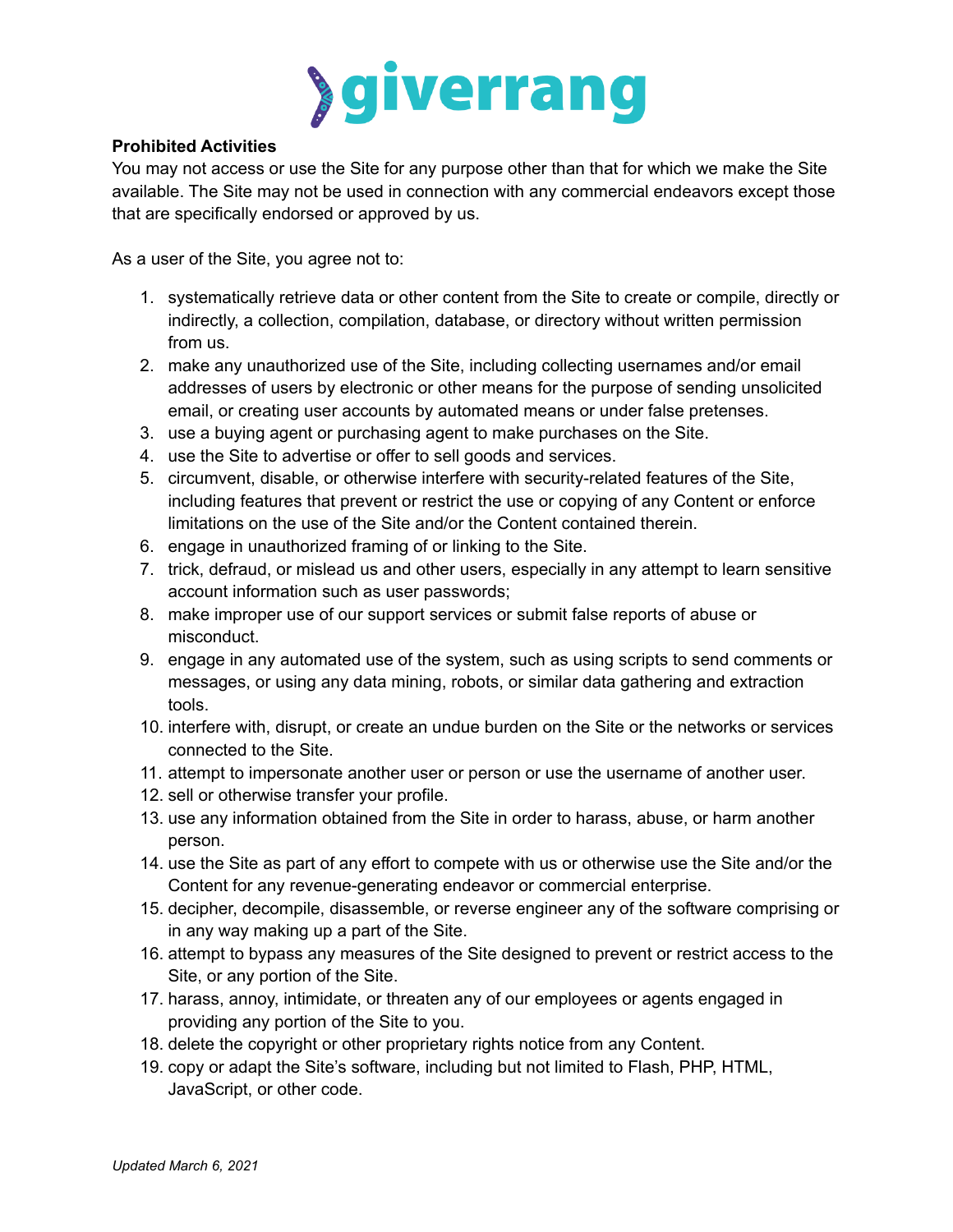**Prohibited Activities**

You may not access or use the Site for any purpose other than that for which we make the Site available. The Site may not be used in connection with any commercial endeavors except those that are specifically endorsed or approved by us.

As a user of the Site, you agree not to:

1. systematically retrieve data or other content from the Site to create or compile, directly or indirectly, a collection, compilation, database, or directory without written permission from us.
2. make any unauthorized use of the Site, including collecting usernames and/or email addresses of users by electronic or other means for the purpose of sending unsolicited email, or creating user accounts by automated means or under false pretenses.
3. use a buying agent or purchasing agent to make purchases on the Site.
4. use the Site to advertise or offer to sell goods and services.
5. circumvent, disable, or otherwise interfere with security-related features of the Site, including features that prevent or restrict the use or copying of any Content or enforce limitations on the use of the Site and/or the Content contained therein.
6. engage in unauthorized framing of or linking to the Site.
7. trick, defraud, or mislead us and other users, especially in any attempt to learn sensitive account information such as user passwords;
8. make improper use of our support services or submit false reports of abuse or misconduct.
9. engage in any automated use of the system, such as using scripts to send comments or messages, or using any data mining, robots, or similar data gathering and extraction tools.
10. interfere with, disrupt, or create an undue burden on the Site or the networks or services connected to the Site.
11. attempt to impersonate another user or person or use the username of another user.
12. sell or otherwise transfer your profile.
13. use any information obtained from the Site in order to harass, abuse, or harm another person.
14. use the Site as part of any effort to compete with us or otherwise use the Site and/or the Content for any revenue-generating endeavor or commercial enterprise.
15. decipher, decompile, disassemble, or reverse engineer any of the software comprising or in any way making up a part of the Site.
16. attempt to bypass any measures of the Site designed to prevent or restrict access to the Site, or any portion of the Site.
17. harass, annoy, intimidate, or threaten any of our employees or agents engaged in providing any portion of the Site to you.
18. delete the copyright or other proprietary rights notice from any Content.
19. copy or adapt the Site's software, including but not limited to Flash, PHP, HTML, JavaScript, or other code.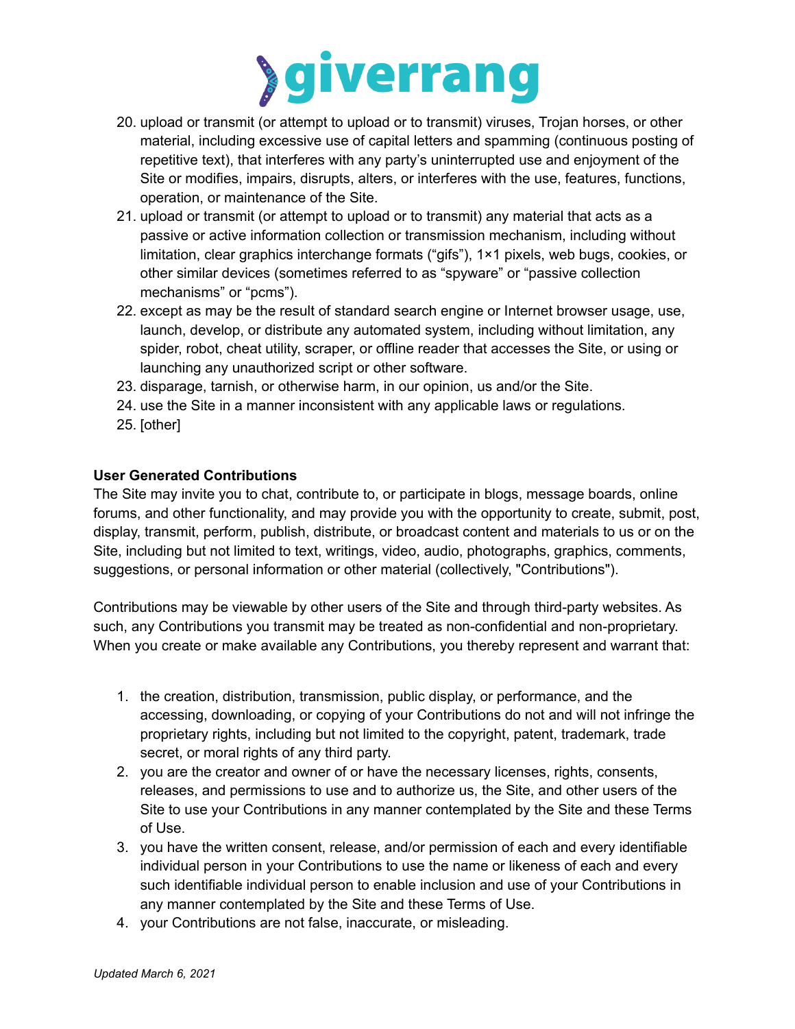20. upload or transmit (or attempt to upload or to transmit) viruses, Trojan horses, or other material, including excessive use of capital letters and spamming (continuous posting of repetitive text), that interferes with any party's uninterrupted use and enjoyment of the Site or modifies, impairs, disrupts, alters, or interferes with the use, features, functions, operation, or maintenance of the Site.
21. upload or transmit (or attempt to upload or to transmit) any material that acts as a passive or active information collection or transmission mechanism, including without limitation, clear graphics interchange formats ("gifs"), 1×1 pixels, web bugs, cookies, or other similar devices (sometimes referred to as "spyware" or "passive collection mechanisms" or "pcms").
22. except as may be the result of standard search engine or Internet browser usage, use, launch, develop, or distribute any automated system, including without limitation, any spider, robot, cheat utility, scraper, or offline reader that accesses the Site, or using or launching any unauthorized script or other software.
23. disparage, tarnish, or otherwise harm, in our opinion, us and/or the Site.
24. use the Site in a manner inconsistent with any applicable laws or regulations.
25. [other]

**User Generated Contributions**

The Site may invite you to chat, contribute to, or participate in blogs, message boards, online forums, and other functionality, and may provide you with the opportunity to create, submit, post, display, transmit, perform, publish, distribute, or broadcast content and materials to us or on the Site, including but not limited to text, writings, video, audio, photographs, graphics, comments, suggestions, or personal information or other material (collectively, "Contributions").

Contributions may be viewable by other users of the Site and through third-party websites. As such, any Contributions you transmit may be treated as non-confidential and non-proprietary. When you create or make available any Contributions, you thereby represent and warrant that:

1. the creation, distribution, transmission, public display, or performance, and the accessing, downloading, or copying of your Contributions do not and will not infringe the proprietary rights, including but not limited to the copyright, patent, trademark, trade secret, or moral rights of any third party.
2. you are the creator and owner of or have the necessary licenses, rights, consents, releases, and permissions to use and to authorize us, the Site, and other users of the Site to use your Contributions in any manner contemplated by the Site and these Terms of Use.
3. you have the written consent, release, and/or permission of each and every identifiable individual person in your Contributions to use the name or likeness of each and every such identifiable individual person to enable inclusion and use of your Contributions in any manner contemplated by the Site and these Terms of Use.
4. your Contributions are not false, inaccurate, or misleading.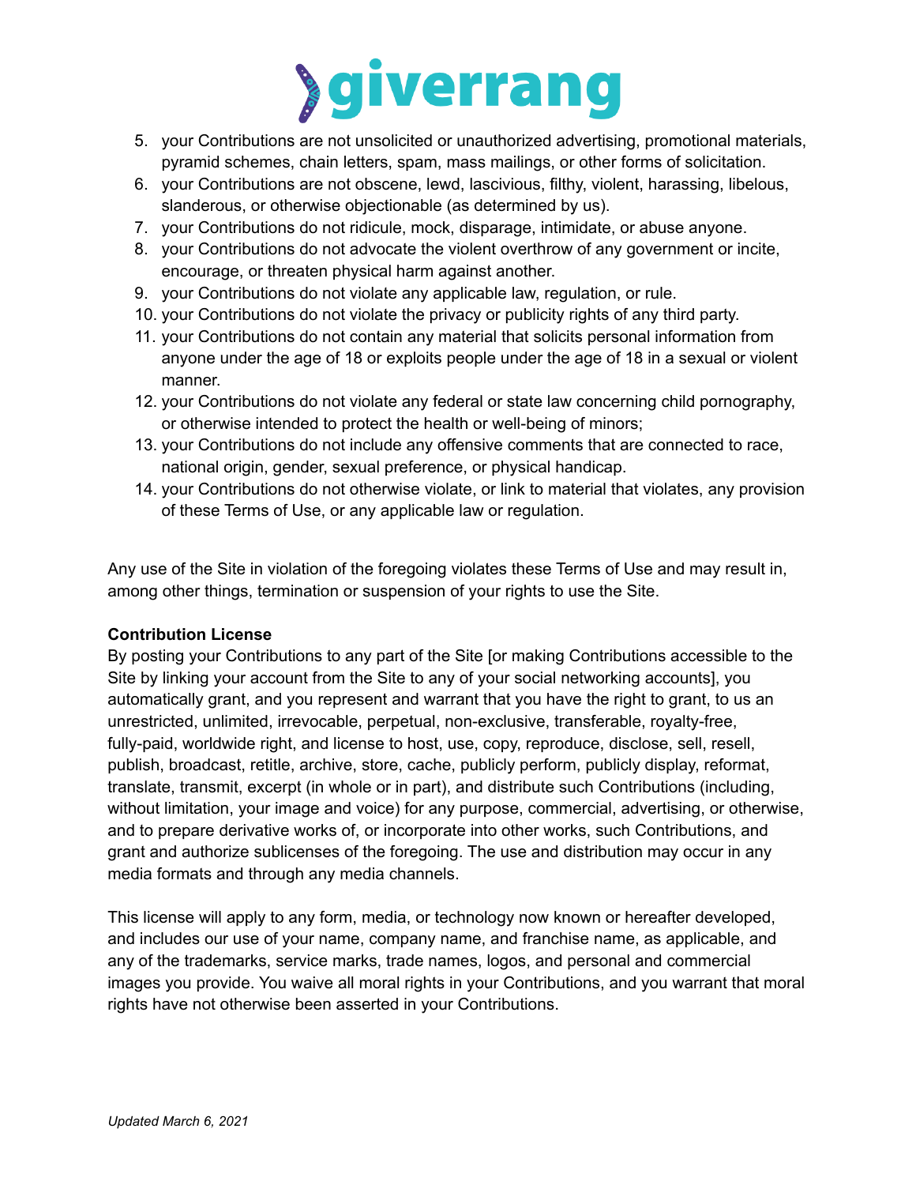5. your Contributions are not unsolicited or unauthorized advertising, promotional materials, pyramid schemes, chain letters, spam, mass mailings, or other forms of solicitation.
6. your Contributions are not obscene, lewd, lascivious, filthy, violent, harassing, libelous, slanderous, or otherwise objectionable (as determined by us).
7. your Contributions do not ridicule, mock, disparage, intimidate, or abuse anyone.
8. your Contributions do not advocate the violent overthrow of any government or incite, encourage, or threaten physical harm against another.
9. your Contributions do not violate any applicable law, regulation, or rule.
10. your Contributions do not violate the privacy or publicity rights of any third party.
11. your Contributions do not contain any material that solicits personal information from anyone under the age of 18 or exploits people under the age of 18 in a sexual or violent manner.
12. your Contributions do not violate any federal or state law concerning child pornography, or otherwise intended to protect the health or well-being of minors;
13. your Contributions do not include any offensive comments that are connected to race, national origin, gender, sexual preference, or physical handicap.
14. your Contributions do not otherwise violate, or link to material that violates, any provision of these Terms of Use, or any applicable law or regulation.

Any use of the Site in violation of the foregoing violates these Terms of Use and may result in, among other things, termination or suspension of your rights to use the Site.

**Contribution License**

By posting your Contributions to any part of the Site [or making Contributions accessible to the Site by linking your account from the Site to any of your social networking accounts], you automatically grant, and you represent and warrant that you have the right to grant, to us an unrestricted, unlimited, irrevocable, perpetual, non-exclusive, transferable, royalty-free, fully-paid, worldwide right, and license to host, use, copy, reproduce, disclose, sell, resell, publish, broadcast, retitle, archive, store, cache, publicly perform, publicly display, reformat, translate, transmit, excerpt (in whole or in part), and distribute such Contributions (including, without limitation, your image and voice) for any purpose, commercial, advertising, or otherwise, and to prepare derivative works of, or incorporate into other works, such Contributions, and grant and authorize sublicenses of the foregoing. The use and distribution may occur in any media formats and through any media channels.

This license will apply to any form, media, or technology now known or hereafter developed, and includes our use of your name, company name, and franchise name, as applicable, and any of the trademarks, service marks, trade names, logos, and personal and commercial images you provide. You waive all moral rights in your Contributions, and you warrant that moral rights have not otherwise been asserted in your Contributions.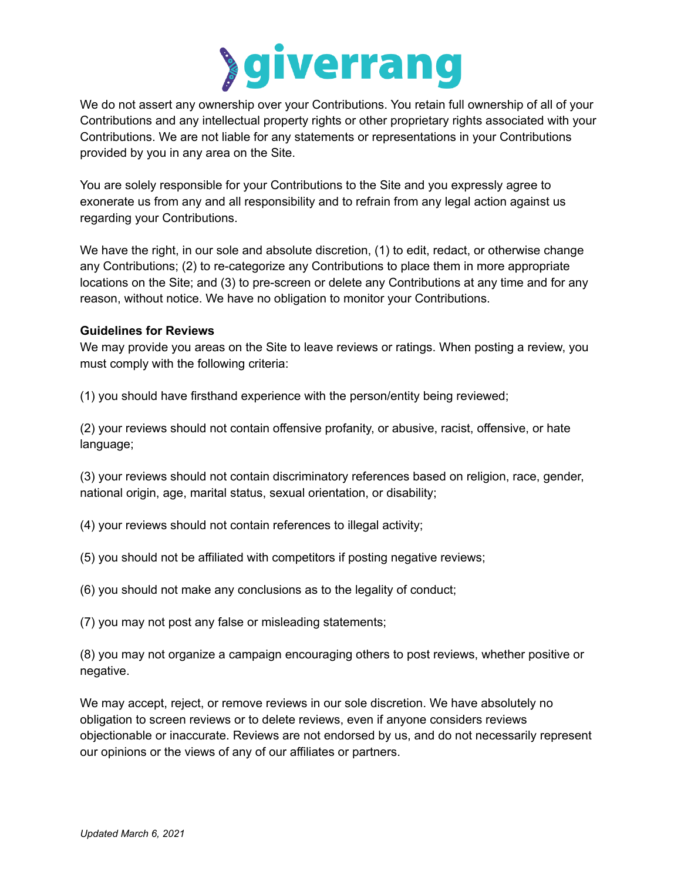We do not assert any ownership over your Contributions. You retain full ownership of all of your Contributions and any intellectual property rights or other proprietary rights associated with your Contributions. We are not liable for any statements or representations in your Contributions provided by you in any area on the Site.

You are solely responsible for your Contributions to the Site and you expressly agree to exonerate us from any and all responsibility and to refrain from any legal action against us regarding your Contributions.

We have the right, in our sole and absolute discretion, (1) to edit, redact, or otherwise change any Contributions; (2) to re-categorize any Contributions to place them in more appropriate locations on the Site; and (3) to pre-screen or delete any Contributions at any time and for any reason, without notice. We have no obligation to monitor your Contributions.

**Guidelines for Reviews**

We may provide you areas on the Site to leave reviews or ratings. When posting a review, you must comply with the following criteria:

(1) you should have firsthand experience with the person/entity being reviewed;

(2) your reviews should not contain offensive profanity, or abusive, racist, offensive, or hate language;

(3) your reviews should not contain discriminatory references based on religion, race, gender, national origin, age, marital status, sexual orientation, or disability;

(4) your reviews should not contain references to illegal activity;

(5) you should not be affiliated with competitors if posting negative reviews;

(6) you should not make any conclusions as to the legality of conduct;

(7) you may not post any false or misleading statements;

(8) you may not organize a campaign encouraging others to post reviews, whether positive or negative.

We may accept, reject, or remove reviews in our sole discretion. We have absolutely no obligation to screen reviews or to delete reviews, even if anyone considers reviews objectionable or inaccurate. Reviews are not endorsed by us, and do not necessarily represent our opinions or the views of any of our affiliates or partners.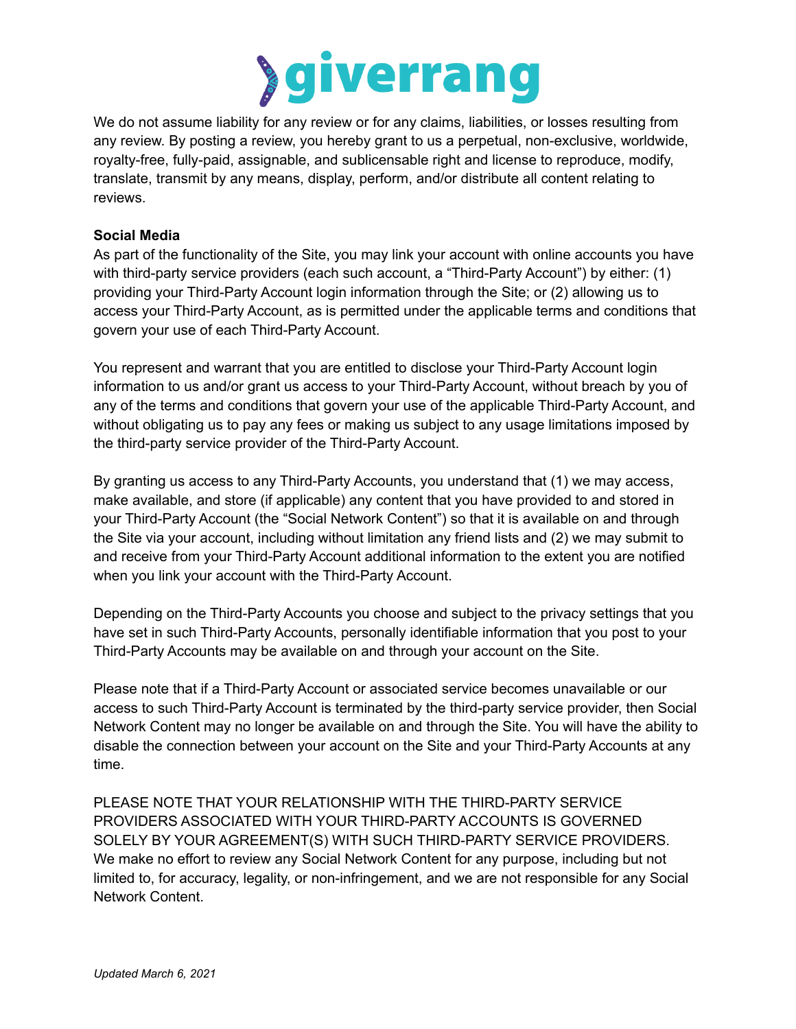We do not assume liability for any review or for any claims, liabilities, or losses resulting from any review. By posting a review, you hereby grant to us a perpetual, non-exclusive, worldwide, royalty-free, fully-paid, assignable, and sublicensable right and license to reproduce, modify, translate, transmit by any means, display, perform, and/or distribute all content relating to reviews.

**Social Media**

As part of the functionality of the Site, you may link your account with online accounts you have with third-party service providers (each such account, a "Third-Party Account") by either: (1) providing your Third-Party Account login information through the Site; or (2) allowing us to access your Third-Party Account, as is permitted under the applicable terms and conditions that govern your use of each Third-Party Account.

You represent and warrant that you are entitled to disclose your Third-Party Account login information to us and/or grant us access to your Third-Party Account, without breach by you of any of the terms and conditions that govern your use of the applicable Third-Party Account, and without obligating us to pay any fees or making us subject to any usage limitations imposed by the third-party service provider of the Third-Party Account.

By granting us access to any Third-Party Accounts, you understand that (1) we may access, make available, and store (if applicable) any content that you have provided to and stored in your Third-Party Account (the "Social Network Content") so that it is available on and through the Site via your account, including without limitation any friend lists and (2) we may submit to and receive from your Third-Party Account additional information to the extent you are notified when you link your account with the Third-Party Account.

Depending on the Third-Party Accounts you choose and subject to the privacy settings that you have set in such Third-Party Accounts, personally identifiable information that you post to your Third-Party Accounts may be available on and through your account on the Site.

Please note that if a Third-Party Account or associated service becomes unavailable or our access to such Third-Party Account is terminated by the third-party service provider, then Social Network Content may no longer be available on and through the Site. You will have the ability to disable the connection between your account on the Site and your Third-Party Accounts at any time.

PLEASE NOTE THAT YOUR RELATIONSHIP WITH THE THIRD-PARTY SERVICE PROVIDERS ASSOCIATED WITH YOUR THIRD-PARTY ACCOUNTS IS GOVERNED SOLELY BY YOUR AGREEMENT(S) WITH SUCH THIRD-PARTY SERVICE PROVIDERS. We make no effort to review any Social Network Content for any purpose, including but not limited to, for accuracy, legality, or non-infringement, and we are not responsible for any Social Network Content.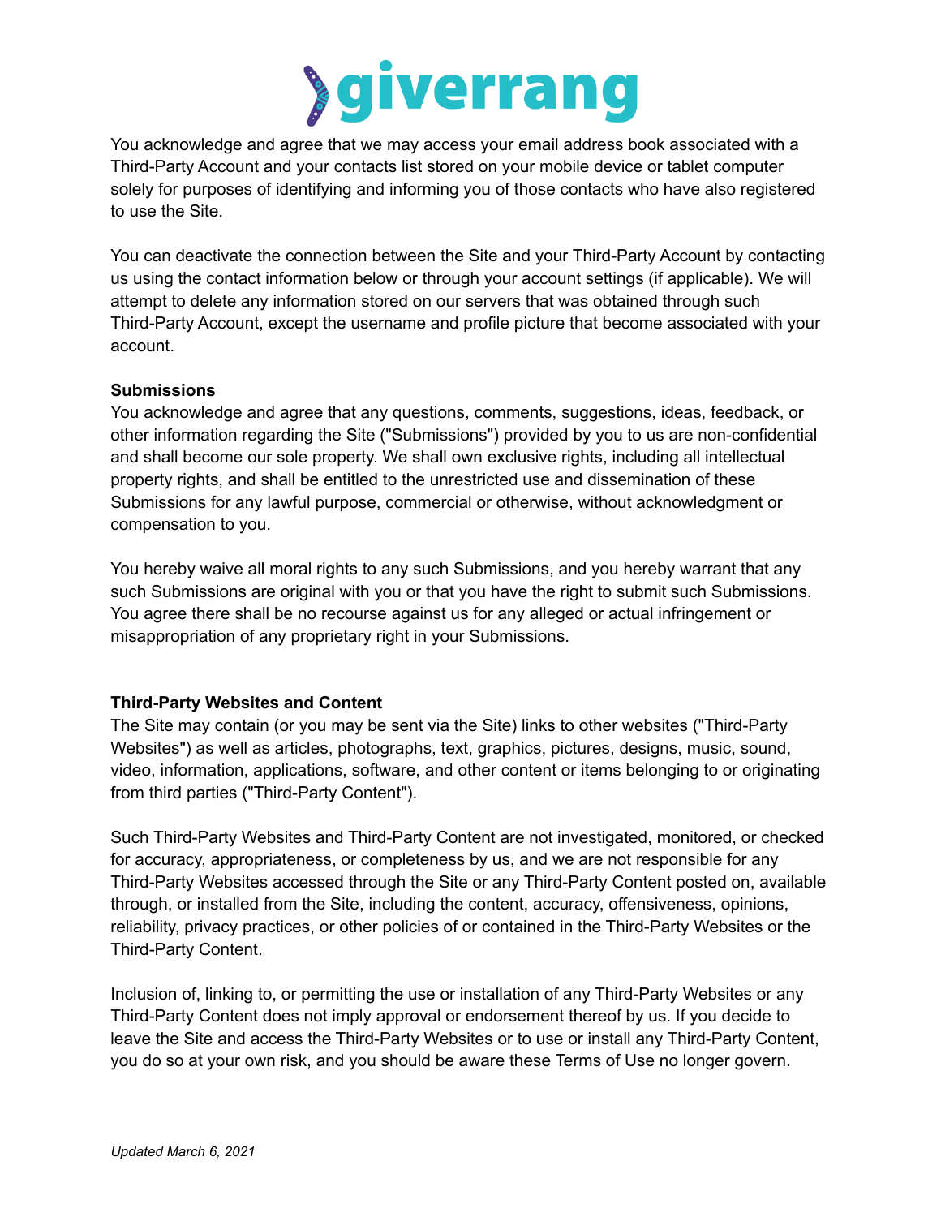You acknowledge and agree that we may access your email address book associated with a Third-Party Account and your contacts list stored on your mobile device or tablet computer solely for purposes of identifying and informing you of those contacts who have also registered to use the Site.

You can deactivate the connection between the Site and your Third-Party Account by contacting us using the contact information below or through your account settings (if applicable). We will attempt to delete any information stored on our servers that was obtained through such Third-Party Account, except the username and profile picture that become associated with your account.

**Submissions**

You acknowledge and agree that any questions, comments, suggestions, ideas, feedback, or other information regarding the Site ("Submissions") provided by you to us are non-confidential and shall become our sole property. We shall own exclusive rights, including all intellectual property rights, and shall be entitled to the unrestricted use and dissemination of these Submissions for any lawful purpose, commercial or otherwise, without acknowledgment or compensation to you.

You hereby waive all moral rights to any such Submissions, and you hereby warrant that any such Submissions are original with you or that you have the right to submit such Submissions. You agree there shall be no recourse against us for any alleged or actual infringement or misappropriation of any proprietary right in your Submissions.

**Third-Party Websites and Content**

The Site may contain (or you may be sent via the Site) links to other websites ("Third-Party Websites") as well as articles, photographs, text, graphics, pictures, designs, music, sound, video, information, applications, software, and other content or items belonging to or originating from third parties ("Third-Party Content").

Such Third-Party Websites and Third-Party Content are not investigated, monitored, or checked for accuracy, appropriateness, or completeness by us, and we are not responsible for any Third-Party Websites accessed through the Site or any Third-Party Content posted on, available through, or installed from the Site, including the content, accuracy, offensiveness, opinions, reliability, privacy practices, or other policies of or contained in the Third-Party Websites or the Third-Party Content.

Inclusion of, linking to, or permitting the use or installation of any Third-Party Websites or any Third-Party Content does not imply approval or endorsement thereof by us. If you decide to leave the Site and access the Third-Party Websites or to use or install any Third-Party Content, you do so at your own risk, and you should be aware these Terms of Use no longer govern.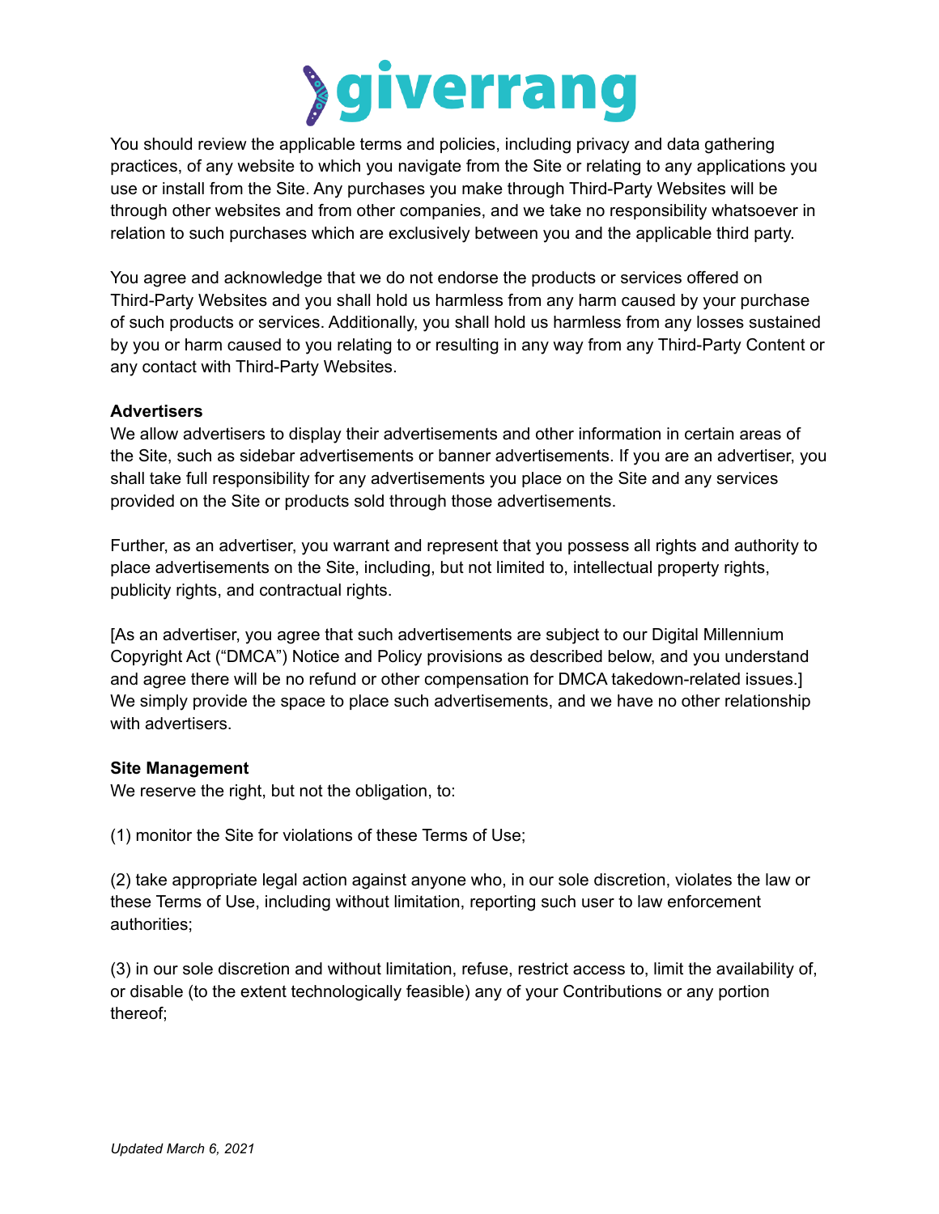You should review the applicable terms and policies, including privacy and data gathering practices, of any website to which you navigate from the Site or relating to any applications you use or install from the Site. Any purchases you make through Third-Party Websites will be through other websites and from other companies, and we take no responsibility whatsoever in relation to such purchases which are exclusively between you and the applicable third party.

You agree and acknowledge that we do not endorse the products or services offered on Third-Party Websites and you shall hold us harmless from any harm caused by your purchase of such products or services. Additionally, you shall hold us harmless from any losses sustained by you or harm caused to you relating to or resulting in any way from any Third-Party Content or any contact with Third-Party Websites.

**Advertisers**
We allow advertisers to display their advertisements and other information in certain areas of the Site, such as sidebar advertisements or banner advertisements. If you are an advertiser, you shall take full responsibility for any advertisements you place on the Site and any services provided on the Site or products sold through those advertisements.

Further, as an advertiser, you warrant and represent that you possess all rights and authority to place advertisements on the Site, including, but not limited to, intellectual property rights, publicity rights, and contractual rights.

[As an advertiser, you agree that such advertisements are subject to our Digital Millennium Copyright Act ("DMCA") Notice and Policy provisions as described below, and you understand and agree there will be no refund or other compensation for DMCA takedown-related issues.] We simply provide the space to place such advertisements, and we have no other relationship with advertisers.

**Site Management**
We reserve the right, but not the obligation, to:

(1) monitor the Site for violations of these Terms of Use;

(2) take appropriate legal action against anyone who, in our sole discretion, violates the law or these Terms of Use, including without limitation, reporting such user to law enforcement authorities;

(3) in our sole discretion and without limitation, refuse, restrict access to, limit the availability of, or disable (to the extent technologically feasible) any of your Contributions or any portion thereof;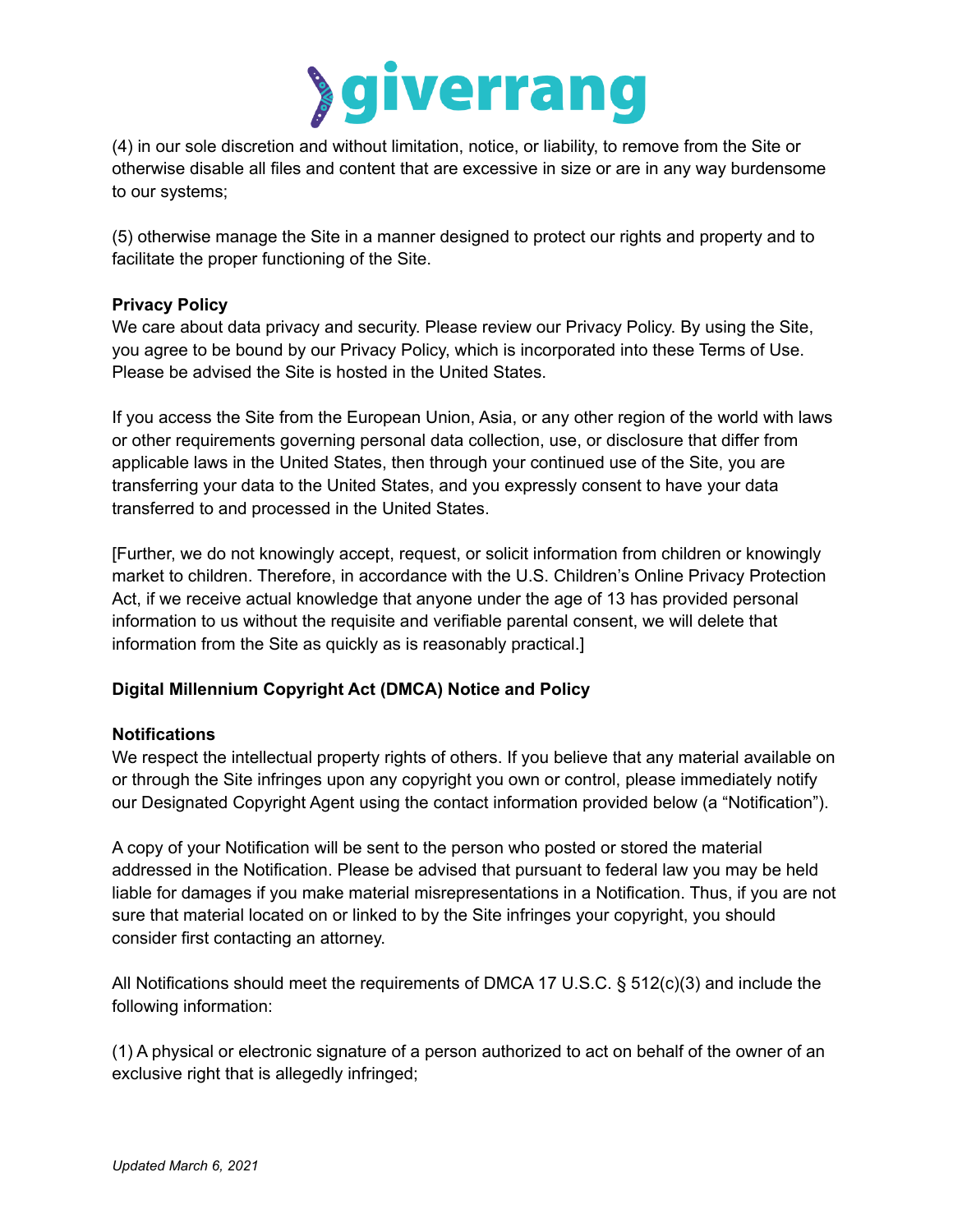(4) in our sole discretion and without limitation, notice, or liability, to remove from the Site or otherwise disable all files and content that are excessive in size or are in any way burdensome to our systems;

(5) otherwise manage the Site in a manner designed to protect our rights and property and to facilitate the proper functioning of the Site.

**Privacy Policy**

We care about data privacy and security. Please review our Privacy Policy. By using the Site, you agree to be bound by our Privacy Policy, which is incorporated into these Terms of Use. Please be advised the Site is hosted in the United States.

If you access the Site from the European Union, Asia, or any other region of the world with laws or other requirements governing personal data collection, use, or disclosure that differ from applicable laws in the United States, then through your continued use of the Site, you are transferring your data to the United States, and you expressly consent to have your data transferred to and processed in the United States.

[Further, we do not knowingly accept, request, or solicit information from children or knowingly market to children. Therefore, in accordance with the U.S. Children's Online Privacy Protection Act, if we receive actual knowledge that anyone under the age of 13 has provided personal information to us without the requisite and verifiable parental consent, we will delete that information from the Site as quickly as is reasonably practical.]

**Digital Millennium Copyright Act (DMCA) Notice and Policy**

**Notifications**

We respect the intellectual property rights of others. If you believe that any material available on or through the Site infringes upon any copyright you own or control, please immediately notify our Designated Copyright Agent using the contact information provided below (a "Notification").

A copy of your Notification will be sent to the person who posted or stored the material addressed in the Notification. Please be advised that pursuant to federal law you may be held liable for damages if you make material misrepresentations in a Notification. Thus, if you are not sure that material located on or linked to by the Site infringes your copyright, you should consider first contacting an attorney.

All Notifications should meet the requirements of DMCA 17 U.S.C. § 512(c)(3) and include the following information:

(1) A physical or electronic signature of a person authorized to act on behalf of the owner of an exclusive right that is allegedly infringed;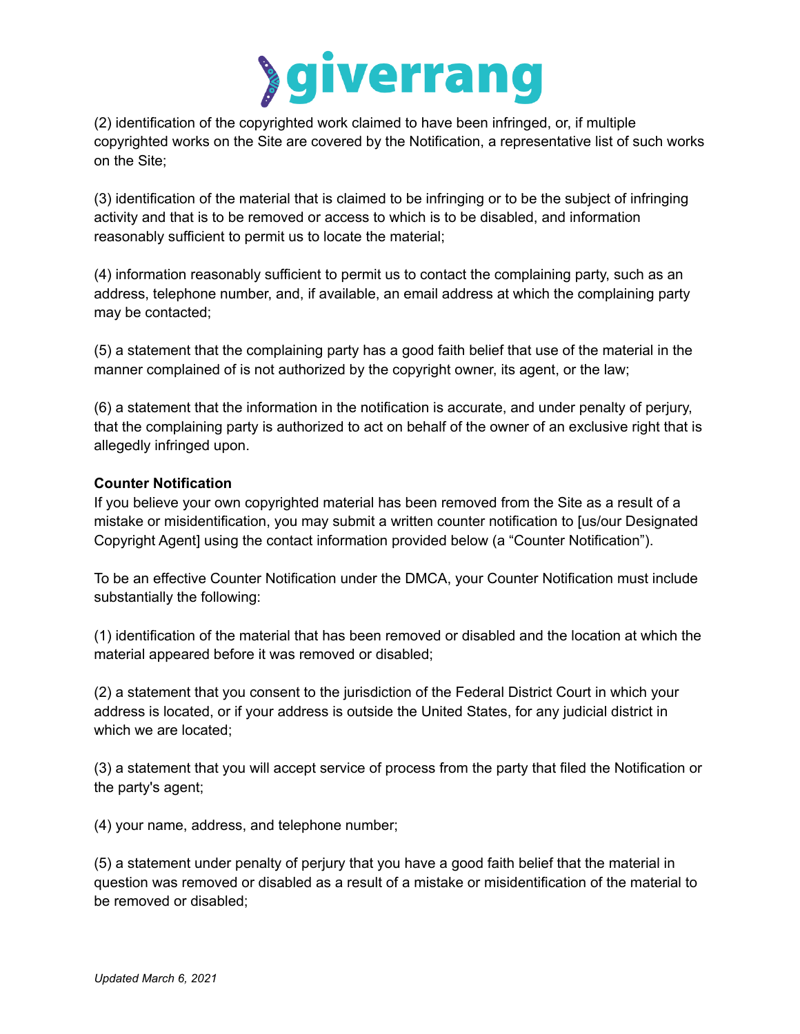(2) identification of the copyrighted work claimed to have been infringed, or, if multiple copyrighted works on the Site are covered by the Notification, a representative list of such works on the Site;

(3) identification of the material that is claimed to be infringing or to be the subject of infringing activity and that is to be removed or access to which is to be disabled, and information reasonably sufficient to permit us to locate the material;

(4) information reasonably sufficient to permit us to contact the complaining party, such as an address, telephone number, and, if available, an email address at which the complaining party may be contacted;

(5) a statement that the complaining party has a good faith belief that use of the material in the manner complained of is not authorized by the copyright owner, its agent, or the law;

(6) a statement that the information in the notification is accurate, and under penalty of perjury, that the complaining party is authorized to act on behalf of the owner of an exclusive right that is allegedly infringed upon.

**Counter Notification**

If you believe your own copyrighted material has been removed from the Site as a result of a mistake or misidentification, you may submit a written counter notification to [us/our Designated Copyright Agent] using the contact information provided below (a "Counter Notification").

To be an effective Counter Notification under the DMCA, your Counter Notification must include substantially the following:

(1) identification of the material that has been removed or disabled and the location at which the material appeared before it was removed or disabled;

(2) a statement that you consent to the jurisdiction of the Federal District Court in which your address is located, or if your address is outside the United States, for any judicial district in which we are located;

(3) a statement that you will accept service of process from the party that filed the Notification or the party's agent;

(4) your name, address, and telephone number;

(5) a statement under penalty of perjury that you have a good faith belief that the material in question was removed or disabled as a result of a mistake or misidentification of the material to be removed or disabled;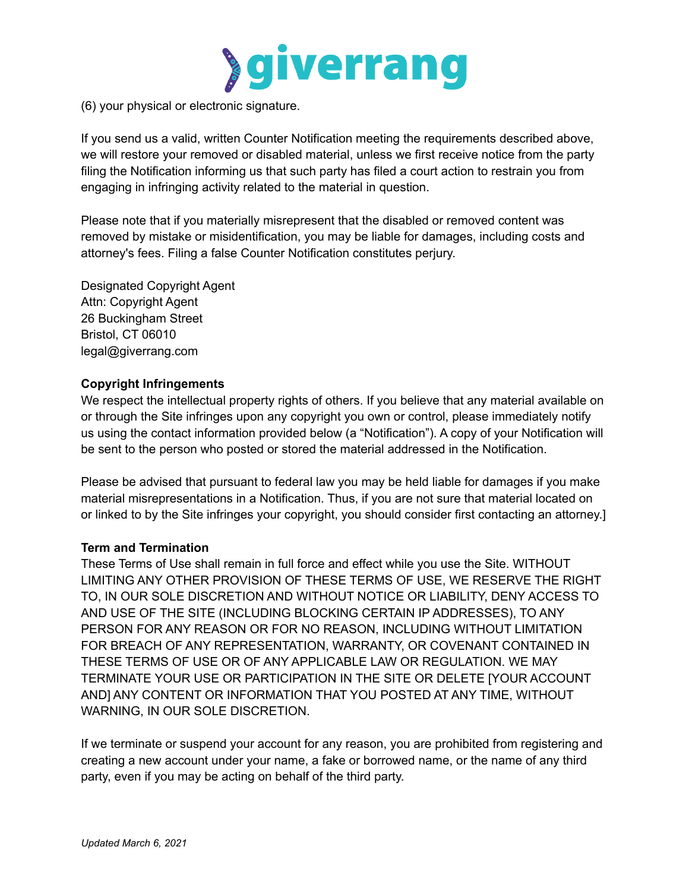(6) your physical or electronic signature.

If you send us a valid, written Counter Notification meeting the requirements described above, we will restore your removed or disabled material, unless we first receive notice from the party filing the Notification informing us that such party has filed a court action to restrain you from engaging in infringing activity related to the material in question.

Please note that if you materially misrepresent that the disabled or removed content was removed by mistake or misidentification, you may be liable for damages, including costs and attorney's fees. Filing a false Counter Notification constitutes perjury.

Designated Copyright Agent
Attn: Copyright Agent
26 Buckingham Street
Bristol, CT 06010
legal@giverrang.com

**Copyright Infringements**
We respect the intellectual property rights of others. If you believe that any material available on or through the Site infringes upon any copyright you own or control, please immediately notify us using the contact information provided below (a "Notification"). A copy of your Notification will be sent to the person who posted or stored the material addressed in the Notification.

Please be advised that pursuant to federal law you may be held liable for damages if you make material misrepresentations in a Notification. Thus, if you are not sure that material located on or linked to by the Site infringes your copyright, you should consider first contacting an attorney.]

**Term and Termination**
These Terms of Use shall remain in full force and effect while you use the Site. WITHOUT LIMITING ANY OTHER PROVISION OF THESE TERMS OF USE, WE RESERVE THE RIGHT TO, IN OUR SOLE DISCRETION AND WITHOUT NOTICE OR LIABILITY, DENY ACCESS TO AND USE OF THE SITE (INCLUDING BLOCKING CERTAIN IP ADDRESSES), TO ANY PERSON FOR ANY REASON OR FOR NO REASON, INCLUDING WITHOUT LIMITATION FOR BREACH OF ANY REPRESENTATION, WARRANTY, OR COVENANT CONTAINED IN THESE TERMS OF USE OR OF ANY APPLICABLE LAW OR REGULATION. WE MAY TERMINATE YOUR USE OR PARTICIPATION IN THE SITE OR DELETE [YOUR ACCOUNT AND] ANY CONTENT OR INFORMATION THAT YOU POSTED AT ANY TIME, WITHOUT WARNING, IN OUR SOLE DISCRETION.

If we terminate or suspend your account for any reason, you are prohibited from registering and creating a new account under your name, a fake or borrowed name, or the name of any third party, even if you may be acting on behalf of the third party.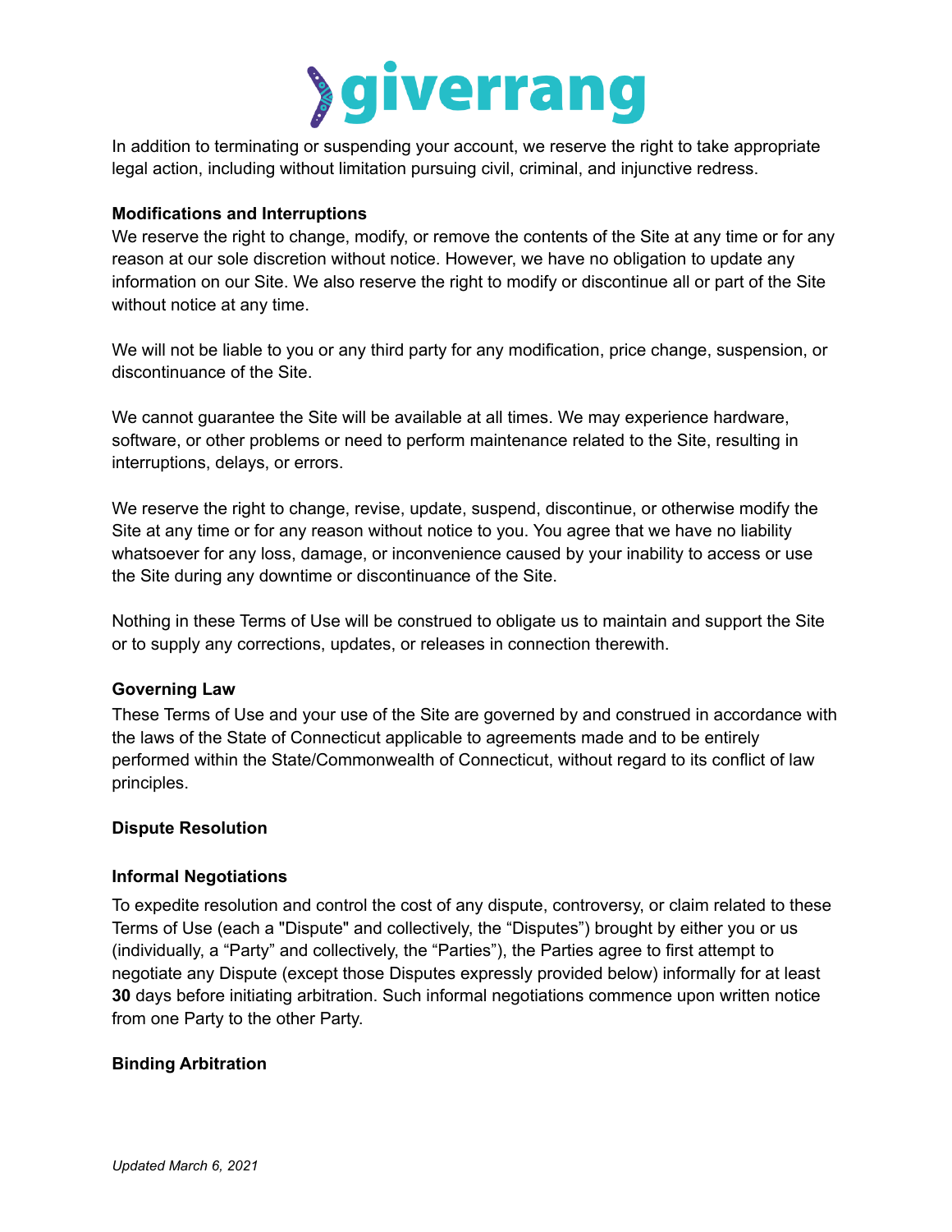In addition to terminating or suspending your account, we reserve the right to take appropriate legal action, including without limitation pursuing civil, criminal, and injunctive redress.

**Modifications and Interruptions**

We reserve the right to change, modify, or remove the contents of the Site at any time or for any reason at our sole discretion without notice. However, we have no obligation to update any information on our Site. We also reserve the right to modify or discontinue all or part of the Site without notice at any time.

We will not be liable to you or any third party for any modification, price change, suspension, or discontinuance of the Site.

We cannot guarantee the Site will be available at all times. We may experience hardware, software, or other problems or need to perform maintenance related to the Site, resulting in interruptions, delays, or errors.

We reserve the right to change, revise, update, suspend, discontinue, or otherwise modify the Site at any time or for any reason without notice to you. You agree that we have no liability whatsoever for any loss, damage, or inconvenience caused by your inability to access or use the Site during any downtime or discontinuance of the Site.

Nothing in these Terms of Use will be construed to obligate us to maintain and support the Site or to supply any corrections, updates, or releases in connection therewith.

**Governing Law**

These Terms of Use and your use of the Site are governed by and construed in accordance with the laws of the State of Connecticut applicable to agreements made and to be entirely performed within the State/Commonwealth of Connecticut, without regard to its conflict of law principles.

**Dispute Resolution**

**Informal Negotiations**

To expedite resolution and control the cost of any dispute, controversy, or claim related to these Terms of Use (each a "Dispute" and collectively, the "Disputes") brought by either you or us (individually, a "Party" and collectively, the "Parties"), the Parties agree to first attempt to negotiate any Dispute (except those Disputes expressly provided below) informally for at least **30** days before initiating arbitration. Such informal negotiations commence upon written notice from one Party to the other Party.

**Binding Arbitration**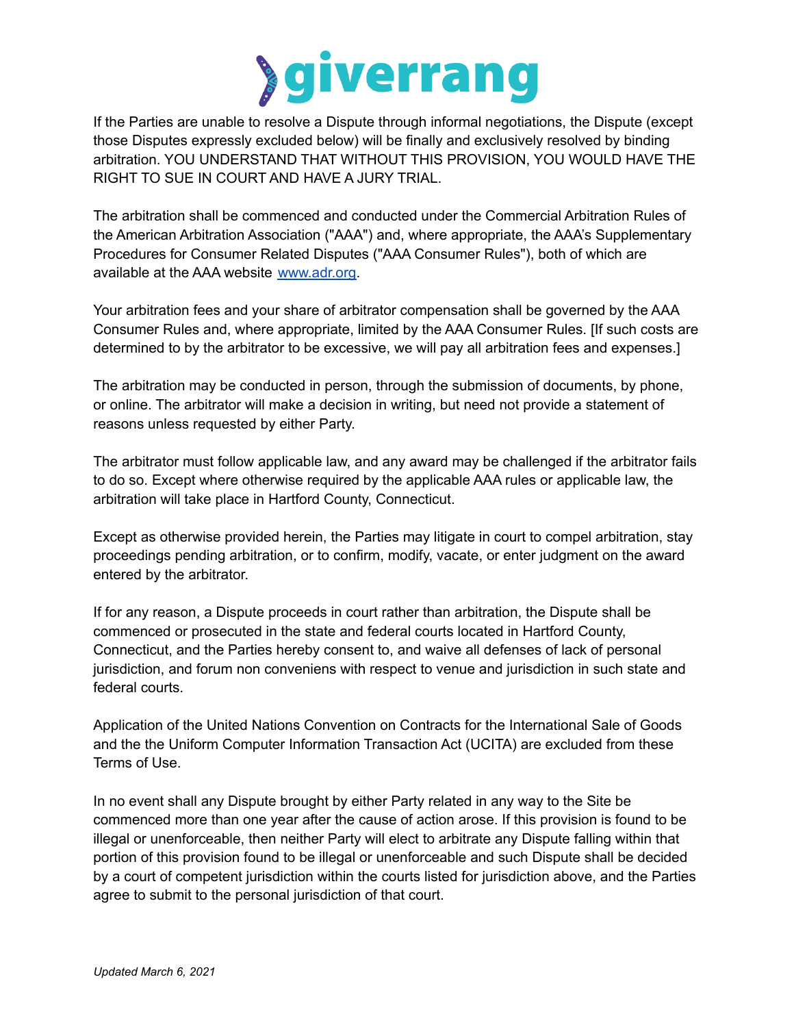If the Parties are unable to resolve a Dispute through informal negotiations, the Dispute (except those Disputes expressly excluded below) will be finally and exclusively resolved by binding arbitration. YOU UNDERSTAND THAT WITHOUT THIS PROVISION, YOU WOULD HAVE THE RIGHT TO SUE IN COURT AND HAVE A JURY TRIAL.

The arbitration shall be commenced and conducted under the Commercial Arbitration Rules of the American Arbitration Association ("AAA") and, where appropriate, the AAA's Supplementary Procedures for Consumer Related Disputes ("AAA Consumer Rules"), both of which are available at the AAA website [www.adr.org](http://www.adr.org).

Your arbitration fees and your share of arbitrator compensation shall be governed by the AAA Consumer Rules and, where appropriate, limited by the AAA Consumer Rules. [If such costs are determined to by the arbitrator to be excessive, we will pay all arbitration fees and expenses.]

The arbitration may be conducted in person, through the submission of documents, by phone, or online. The arbitrator will make a decision in writing, but need not provide a statement of reasons unless requested by either Party.

The arbitrator must follow applicable law, and any award may be challenged if the arbitrator fails to do so. Except where otherwise required by the applicable AAA rules or applicable law, the arbitration will take place in Hartford County, Connecticut.

Except as otherwise provided herein, the Parties may litigate in court to compel arbitration, stay proceedings pending arbitration, or to confirm, modify, vacate, or enter judgment on the award entered by the arbitrator.

If for any reason, a Dispute proceeds in court rather than arbitration, the Dispute shall be commenced or prosecuted in the state and federal courts located in Hartford County, Connecticut, and the Parties hereby consent to, and waive all defenses of lack of personal jurisdiction, and forum non conveniens with respect to venue and jurisdiction in such state and federal courts.

Application of the United Nations Convention on Contracts for the International Sale of Goods and the the Uniform Computer Information Transaction Act (UCITA) are excluded from these Terms of Use.

In no event shall any Dispute brought by either Party related in any way to the Site be commenced more than one year after the cause of action arose. If this provision is found to be illegal or unenforceable, then neither Party will elect to arbitrate any Dispute falling within that portion of this provision found to be illegal or unenforceable and such Dispute shall be decided by a court of competent jurisdiction within the courts listed for jurisdiction above, and the Parties agree to submit to the personal jurisdiction of that court.

*Updated March 6, 2021*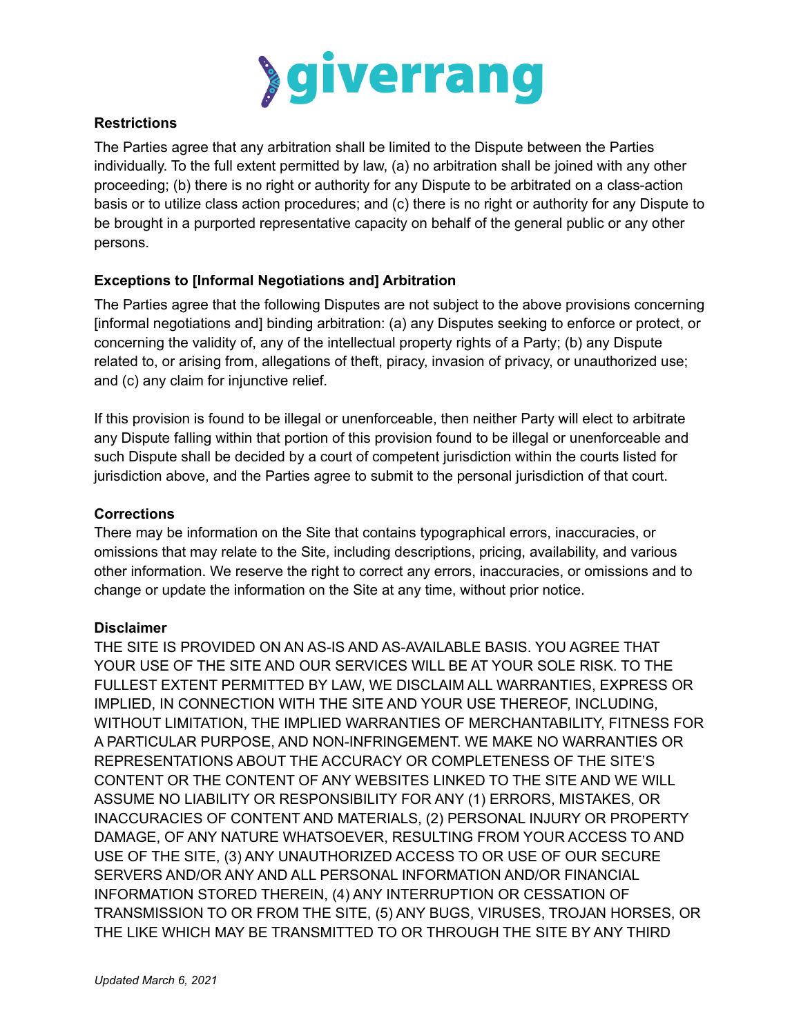**Restrictions**

The Parties agree that any arbitration shall be limited to the Dispute between the Parties individually. To the full extent permitted by law, (a) no arbitration shall be joined with any other proceeding; (b) there is no right or authority for any Dispute to be arbitrated on a class-action basis or to utilize class action procedures; and (c) there is no right or authority for any Dispute to be brought in a purported representative capacity on behalf of the general public or any other persons.

**Exceptions to [Informal Negotiations and] Arbitration**

The Parties agree that the following Disputes are not subject to the above provisions concerning [informal negotiations and] binding arbitration: (a) any Disputes seeking to enforce or protect, or concerning the validity of, any of the intellectual property rights of a Party; (b) any Dispute related to, or arising from, allegations of theft, piracy, invasion of privacy, or unauthorized use; and (c) any claim for injunctive relief.

If this provision is found to be illegal or unenforceable, then neither Party will elect to arbitrate any Dispute falling within that portion of this provision found to be illegal or unenforceable and such Dispute shall be decided by a court of competent jurisdiction within the courts listed for jurisdiction above, and the Parties agree to submit to the personal jurisdiction of that court.

**Corrections**

There may be information on the Site that contains typographical errors, inaccuracies, or omissions that may relate to the Site, including descriptions, pricing, availability, and various other information. We reserve the right to correct any errors, inaccuracies, or omissions and to change or update the information on the Site at any time, without prior notice.

**Disclaimer**

THE SITE IS PROVIDED ON AN AS-IS AND AS-AVAILABLE BASIS. YOU AGREE THAT YOUR USE OF THE SITE AND OUR SERVICES WILL BE AT YOUR SOLE RISK. TO THE FULLEST EXTENT PERMITTED BY LAW, WE DISCLAIM ALL WARRANTIES, EXPRESS OR IMPLIED, IN CONNECTION WITH THE SITE AND YOUR USE THEREOF, INCLUDING, WITHOUT LIMITATION, THE IMPLIED WARRANTIES OF MERCHANTABILITY, FITNESS FOR A PARTICULAR PURPOSE, AND NON-INFRINGEMENT. WE MAKE NO WARRANTIES OR REPRESENTATIONS ABOUT THE ACCURACY OR COMPLETENESS OF THE SITE'S CONTENT OR THE CONTENT OF ANY WEBSITES LINKED TO THE SITE AND WE WILL ASSUME NO LIABILITY OR RESPONSIBILITY FOR ANY (1) ERRORS, MISTAKES, OR INACCURACIES OF CONTENT AND MATERIALS, (2) PERSONAL INJURY OR PROPERTY DAMAGE, OF ANY NATURE WHATSOEVER, RESULTING FROM YOUR ACCESS TO AND USE OF THE SITE, (3) ANY UNAUTHORIZED ACCESS TO OR USE OF OUR SECURE SERVERS AND/OR ANY AND ALL PERSONAL INFORMATION AND/OR FINANCIAL INFORMATION STORED THEREIN, (4) ANY INTERRUPTION OR CESSATION OF TRANSMISSION TO OR FROM THE SITE, (5) ANY BUGS, VIRUSES, TROJAN HORSES, OR THE LIKE WHICH MAY BE TRANSMITTED TO OR THROUGH THE SITE BY ANY THIRD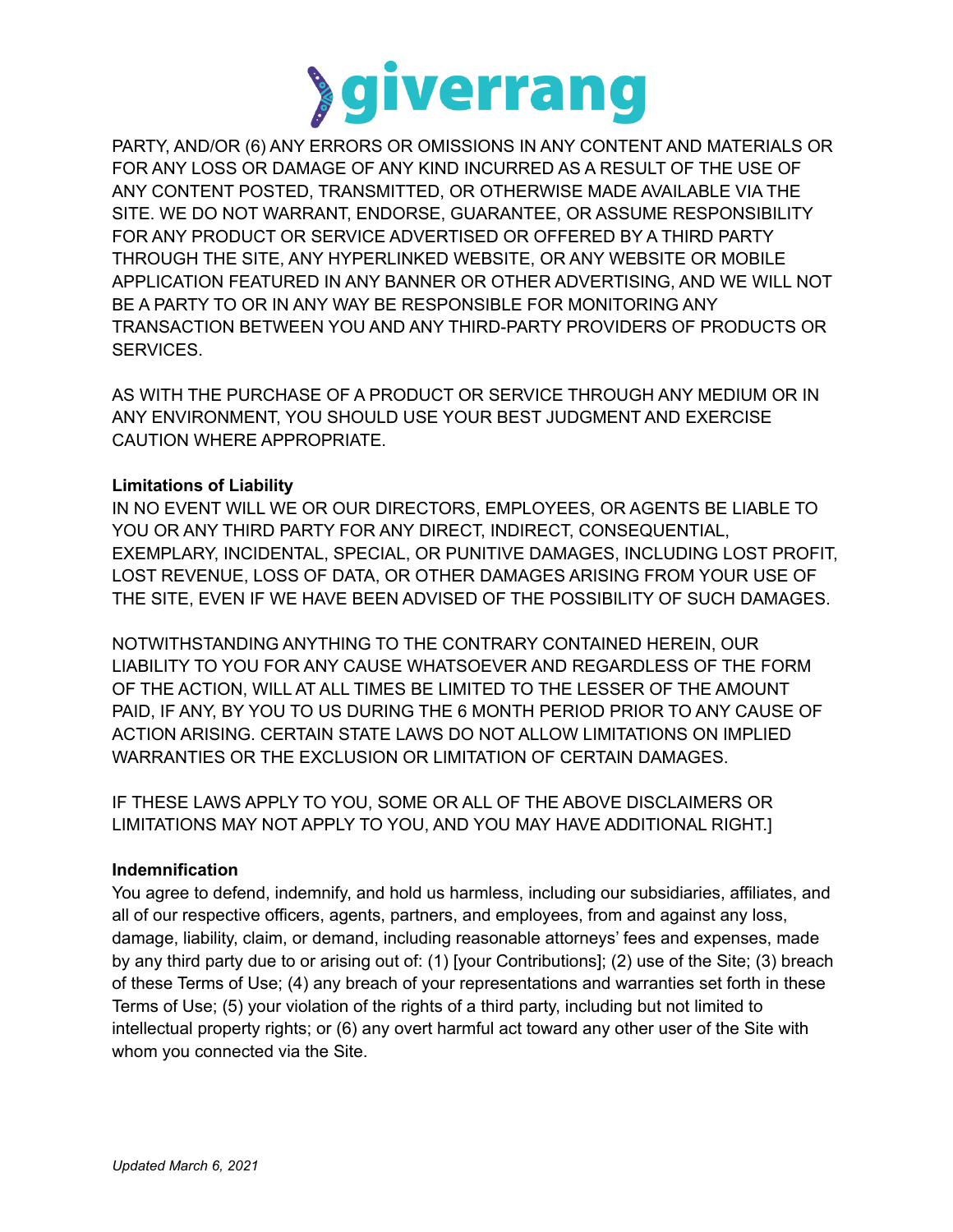PARTY, AND/OR (6) ANY ERRORS OR OMISSIONS IN ANY CONTENT AND MATERIALS OR FOR ANY LOSS OR DAMAGE OF ANY KIND INCURRED AS A RESULT OF THE USE OF ANY CONTENT POSTED, TRANSMITTED, OR OTHERWISE MADE AVAILABLE VIA THE SITE. WE DO NOT WARRANT, ENDORSE, GUARANTEE, OR ASSUME RESPONSIBILITY FOR ANY PRODUCT OR SERVICE ADVERTISED OR OFFERED BY A THIRD PARTY THROUGH THE SITE, ANY HYPERLINKED WEBSITE, OR ANY WEBSITE OR MOBILE APPLICATION FEATURED IN ANY BANNER OR OTHER ADVERTISING, AND WE WILL NOT BE A PARTY TO OR IN ANY WAY BE RESPONSIBLE FOR MONITORING ANY TRANSACTION BETWEEN YOU AND ANY THIRD-PARTY PROVIDERS OF PRODUCTS OR SERVICES.

AS WITH THE PURCHASE OF A PRODUCT OR SERVICE THROUGH ANY MEDIUM OR IN ANY ENVIRONMENT, YOU SHOULD USE YOUR BEST JUDGMENT AND EXERCISE CAUTION WHERE APPROPRIATE.

**Limitations of Liability**
IN NO EVENT WILL WE OR OUR DIRECTORS, EMPLOYEES, OR AGENTS BE LIABLE TO YOU OR ANY THIRD PARTY FOR ANY DIRECT, INDIRECT, CONSEQUENTIAL, EXEMPLARY, INCIDENTAL, SPECIAL, OR PUNITIVE DAMAGES, INCLUDING LOST PROFIT, LOST REVENUE, LOSS OF DATA, OR OTHER DAMAGES ARISING FROM YOUR USE OF THE SITE, EVEN IF WE HAVE BEEN ADVISED OF THE POSSIBILITY OF SUCH DAMAGES.

NOTWITHSTANDING ANYTHING TO THE CONTRARY CONTAINED HEREIN, OUR LIABILITY TO YOU FOR ANY CAUSE WHATSOEVER AND REGARDLESS OF THE FORM OF THE ACTION, WILL AT ALL TIMES BE LIMITED TO THE LESSER OF THE AMOUNT PAID, IF ANY, BY YOU TO US DURING THE 6 MONTH PERIOD PRIOR TO ANY CAUSE OF ACTION ARISING. CERTAIN STATE LAWS DO NOT ALLOW LIMITATIONS ON IMPLIED WARRANTIES OR THE EXCLUSION OR LIMITATION OF CERTAIN DAMAGES.

IF THESE LAWS APPLY TO YOU, SOME OR ALL OF THE ABOVE DISCLAIMERS OR LIMITATIONS MAY NOT APPLY TO YOU, AND YOU MAY HAVE ADDITIONAL RIGHT.]

**Indemnification**
You agree to defend, indemnify, and hold us harmless, including our subsidiaries, affiliates, and all of our respective officers, agents, partners, and employees, from and against any loss, damage, liability, claim, or demand, including reasonable attorneys' fees and expenses, made by any third party due to or arising out of: (1) [your Contributions]; (2) use of the Site; (3) breach of these Terms of Use; (4) any breach of your representations and warranties set forth in these Terms of Use; (5) your violation of the rights of a third party, including but not limited to intellectual property rights; or (6) any overt harmful act toward any other user of the Site with whom you connected via the Site.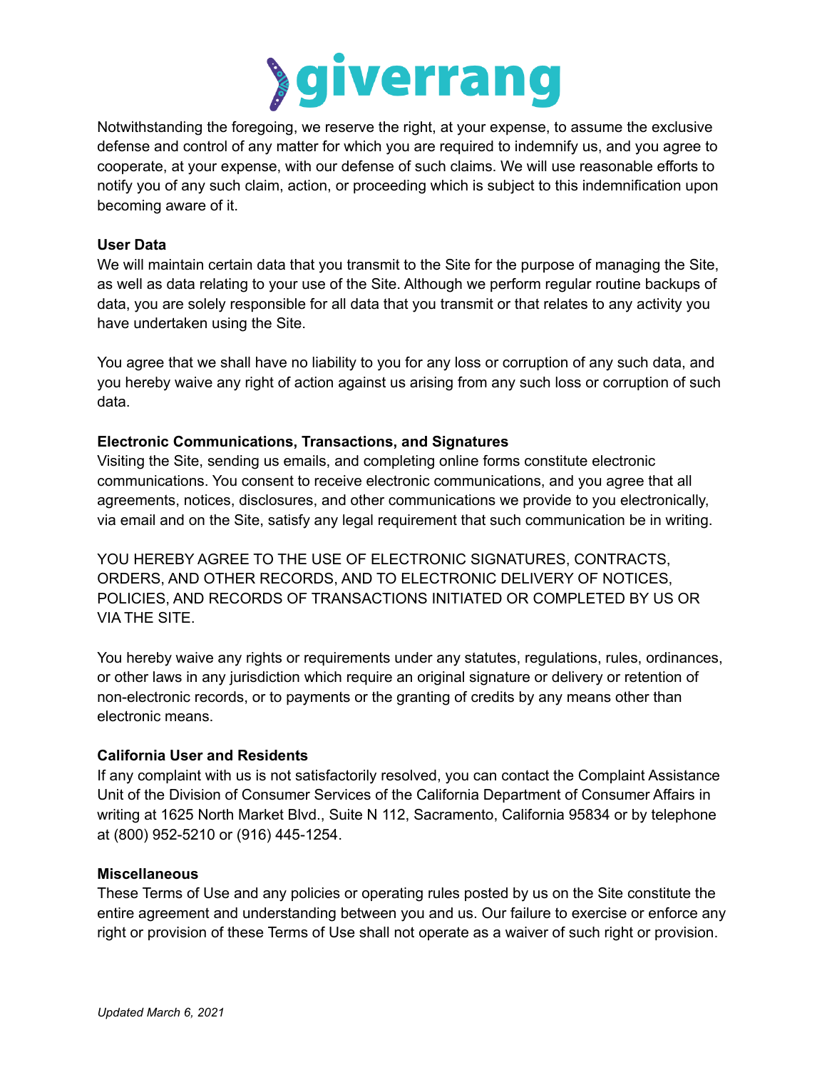Notwithstanding the foregoing, we reserve the right, at your expense, to assume the exclusive defense and control of any matter for which you are required to indemnify us, and you agree to cooperate, at your expense, with our defense of such claims. We will use reasonable efforts to notify you of any such claim, action, or proceeding which is subject to this indemnification upon becoming aware of it.

**User Data**

We will maintain certain data that you transmit to the Site for the purpose of managing the Site, as well as data relating to your use of the Site. Although we perform regular routine backups of data, you are solely responsible for all data that you transmit or that relates to any activity you have undertaken using the Site.

You agree that we shall have no liability to you for any loss or corruption of any such data, and you hereby waive any right of action against us arising from any such loss or corruption of such data.

**Electronic Communications, Transactions, and Signatures**

Visiting the Site, sending us emails, and completing online forms constitute electronic communications. You consent to receive electronic communications, and you agree that all agreements, notices, disclosures, and other communications we provide to you electronically, via email and on the Site, satisfy any legal requirement that such communication be in writing.

YOU HEREBY AGREE TO THE USE OF ELECTRONIC SIGNATURES, CONTRACTS, ORDERS, AND OTHER RECORDS, AND TO ELECTRONIC DELIVERY OF NOTICES, POLICIES, AND RECORDS OF TRANSACTIONS INITIATED OR COMPLETED BY US OR VIA THE SITE.

You hereby waive any rights or requirements under any statutes, regulations, rules, ordinances, or other laws in any jurisdiction which require an original signature or delivery or retention of non-electronic records, or to payments or the granting of credits by any means other than electronic means.

**California User and Residents**

If any complaint with us is not satisfactorily resolved, you can contact the Complaint Assistance Unit of the Division of Consumer Services of the California Department of Consumer Affairs in writing at 1625 North Market Blvd., Suite N 112, Sacramento, California 95834 or by telephone at (800) 952-5210 or (916) 445-1254.

**Miscellaneous**

These Terms of Use and any policies or operating rules posted by us on the Site constitute the entire agreement and understanding between you and us. Our failure to exercise or enforce any right or provision of these Terms of Use shall not operate as a waiver of such right or provision.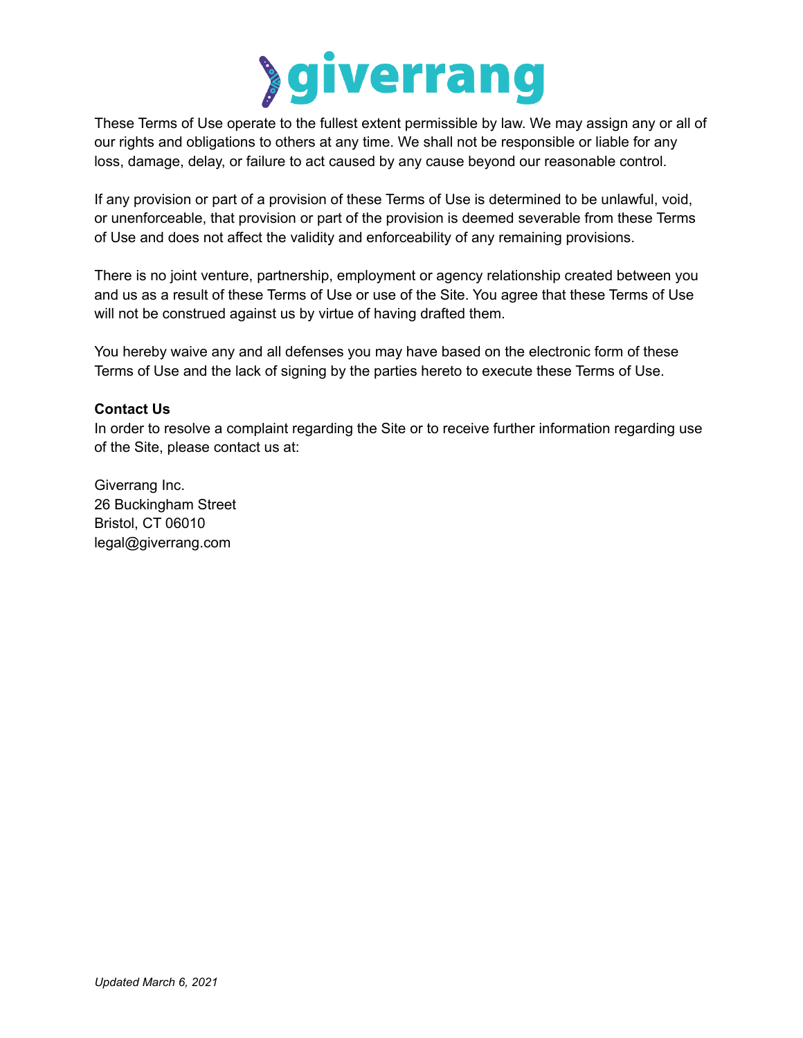These Terms of Use operate to the fullest extent permissible by law. We may assign any or all of our rights and obligations to others at any time. We shall not be responsible or liable for any loss, damage, delay, or failure to act caused by any cause beyond our reasonable control.

If any provision or part of a provision of these Terms of Use is determined to be unlawful, void, or unenforceable, that provision or part of the provision is deemed severable from these Terms of Use and does not affect the validity and enforceability of any remaining provisions.

There is no joint venture, partnership, employment or agency relationship created between you and us as a result of these Terms of Use or use of the Site. You agree that these Terms of Use will not be construed against us by virtue of having drafted them.

You hereby waive any and all defenses you may have based on the electronic form of these Terms of Use and the lack of signing by the parties hereto to execute these Terms of Use.

**Contact Us**

In order to resolve a complaint regarding the Site or to receive further information regarding use of the Site, please contact us at:

Giverrang Inc.
26 Buckingham Street
Bristol, CT 06010
legal@giverrang.com

*Updated March 6, 2021*